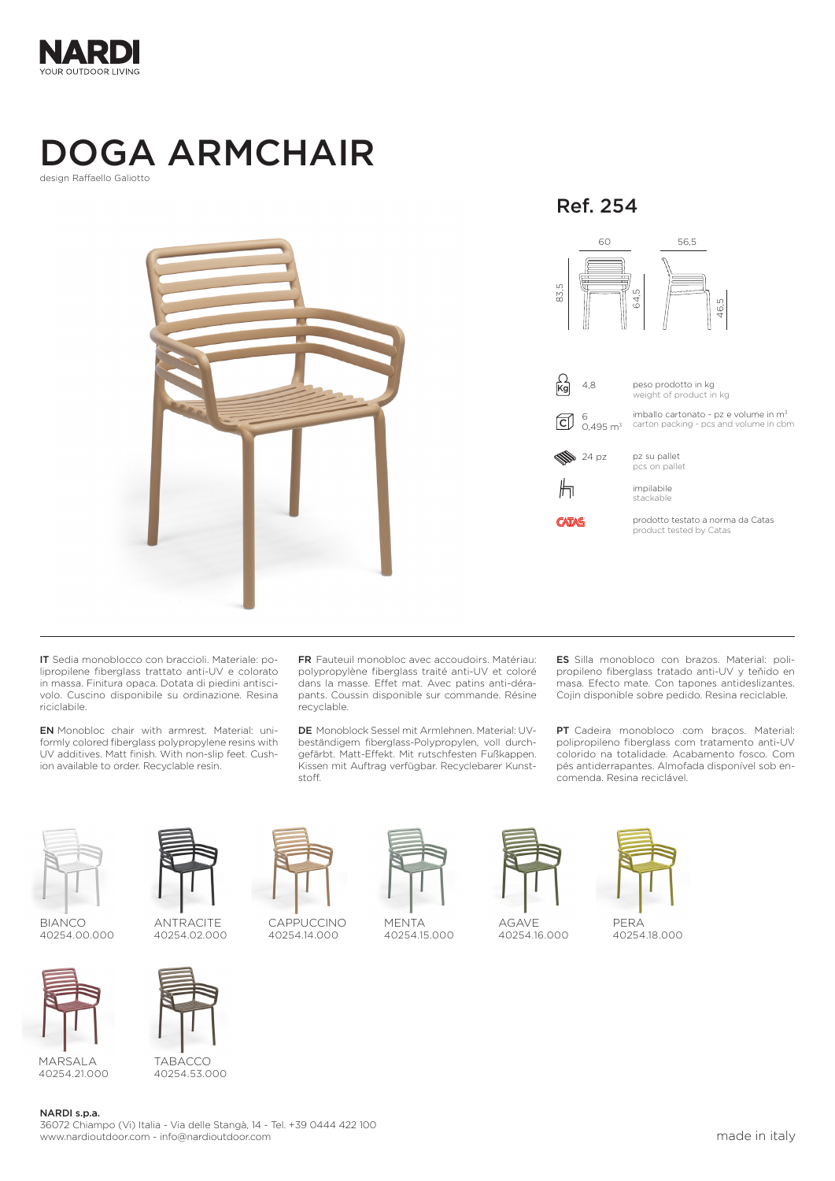NARDI
YOUR OUTDOOR LIVING

# DOGA ARMCHAIR

design Raffaello Galiotto

## Ref. 254

60 | 56,5 | 83,5 | 64,5 | 46,5

| | | |
|---|---|---|
| Kg | 4,8 | peso prodotto in kg<br>weight of product in kg |
| C | 6<br>0,495 m³ | imballo cartonato - pz e volume in m³<br>carton packing - pcs and volume in cbm |
| | 24 pz | pz su pallet<br>pcs on pallet |
| | | impilabile<br>stackable |
| CATAS | | prodotto testato a norma da Catas<br>product tested by Catas |

**IT** Sedia monoblocco con braccioli. Materiale: polipropilene fiberglass trattato anti-UV e colorato in massa. Finitura opaca. Dotata di piedini antiscivolo. Cuscino disponibile su ordinazione. Resina riciclabile.

**EN** Monobloc chair with armrest. Material: uniformly colored fiberglass polypropylene resins with UV additives. Matt finish. With non-slip feet. Cushion available to order. Recyclable resin.

**FR** Fauteuil monobloc avec accoudoirs. Matériau: polypropylène fiberglass traité anti-UV et coloré dans la masse. Effet mat. Avec patins anti-dérapants. Coussin disponible sur commande. Résine recyclable.

**DE** Monoblock Sessel mit Armlehnen. Material: UV-beständigem fiberglass-Polypropylen, voll durchgefärbt. Matt-Effekt. Mit rutschfesten Fußkappen. Kissen mit Auftrag verfügbar. Recyclebarer Kunststoff.

**ES** Silla monobloco con brazos. Material: polipropileno fiberglass tratado anti-UV y teñido en masa. Efecto mate. Con tapones antideslizantes. Cojín disponible sobre pedido. Resina reciclable.

**PT** Cadeira monobloco com braços. Material: polipropileno fiberglass com tratamento anti-UV colorido na totalidade. Acabamento fosco. Com pés antiderrapantes. Almofada disponível sob encomenda. Resina reciclável.

BIANCO
40254.00.000

ANTRACITE
40254.02.000

CAPPUCCINO
40254.14.000

MENTA
40254.15.000

AGAVE
40254.16.000

PERA
40254.18.000

MARSALA
40254.21.000

TABACCO
40254.53.000

**NARDI s.p.a.**
36072 Chiampo (Vi) Italia - Via delle Stangà, 14 - Tel. +39 0444 422 100
www.nardioutdoor.com - info@nardioutdoor.com

made in italy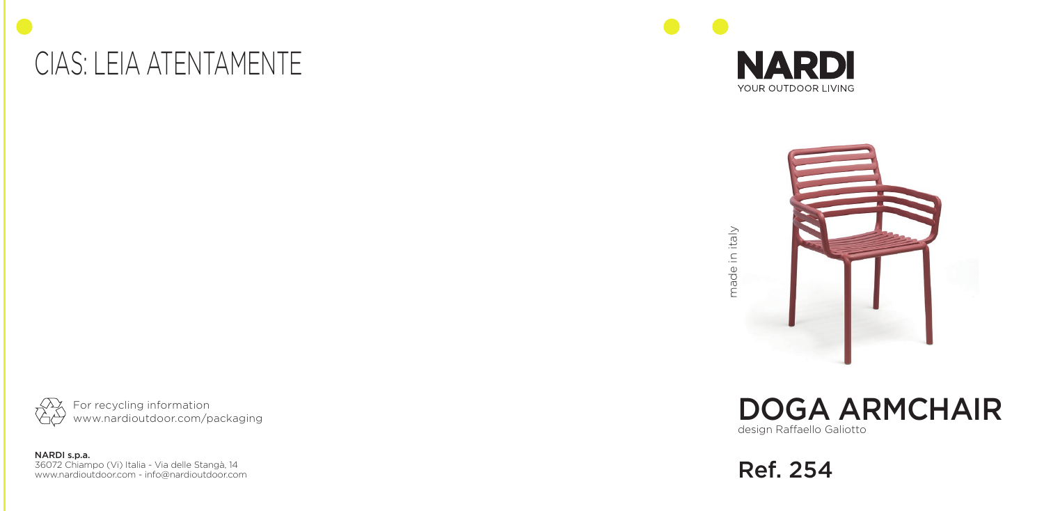# CIAS: LEIA ATENTAMENTE

For recycling information
www.nardioutdoor.com/packaging

**NARDI s.p.a.**
36072 Chiampo (Vi) Italia - Via delle Stangà, 14
www.nardioutdoor.com - info@nardioutdoor.com

**NARDI**
YOUR OUTDOOR LIVING

made in italy

# DOGA ARMCHAIR

design Raffaello Galiotto

## Ref. 254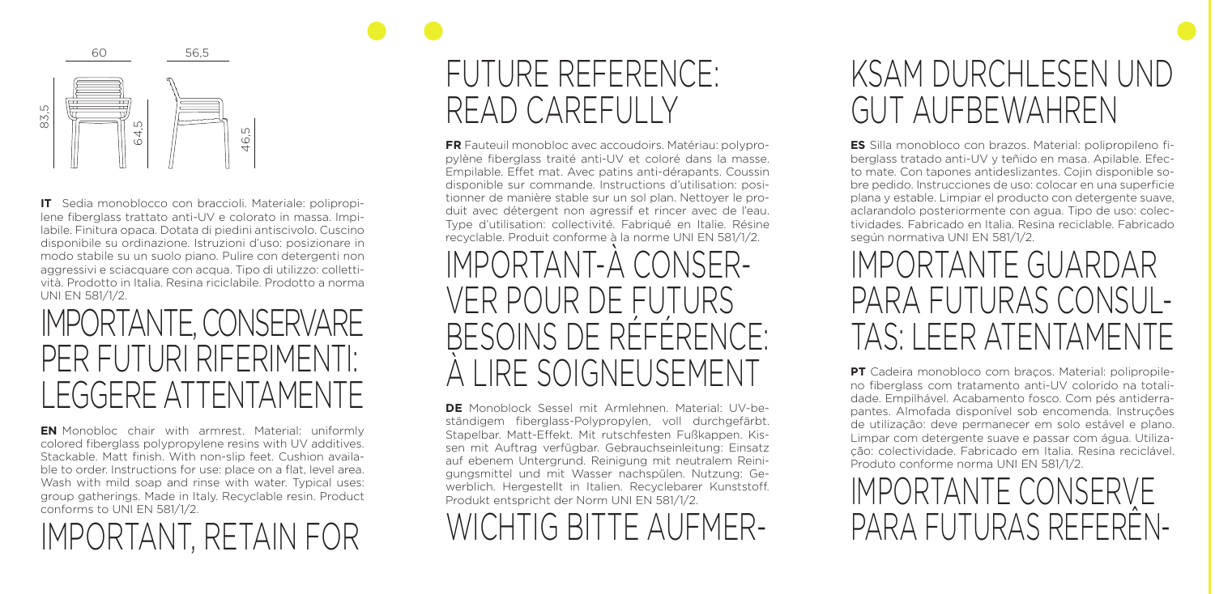60 56,5

83,5 64,5 46,5

**IT** Sedia monoblocco con braccioli. Materiale: polipropilene fiberglass trattato anti-UV e colorato in massa. Impilabile. Finitura opaca. Dotata di piedini antiscivolo. Cuscino disponibile su ordinazione. Istruzioni d'uso: posizionare in modo stabile su un suolo piano. Pulire con detergenti non aggressivi e sciacquare con acqua. Tipo di utilizzo: collettività. Prodotto in Italia. Resina riciclabile. Prodotto a norma UNI EN 581/1/2.

# IMPORTANTE, CONSERVARE PER FUTURI RIFERIMENTI: LEGGERE ATTENTAMENTE

**EN** Monobloc chair with armrest. Material: uniformly colored fiberglass polypropylene resins with UV additives. Stackable. Matt finish. With non-slip feet. Cushion available to order. Instructions for use: place on a flat, level area. Wash with mild soap and rinse with water. Typical uses: group gatherings. Made in Italy. Recyclable resin. Product conforms to UNI EN 581/1/2.

# IMPORTANT, RETAIN FOR FUTURE REFERENCE: READ CAREFULLY

**FR** Fauteuil monobloc avec accoudoirs. Matériau: polypropylène fiberglass traité anti-UV et coloré dans la masse. Empilable. Effet mat. Avec patins anti-dérapants. Coussin disponible sur commande. Instructions d'utilisation: positionner de manière stable sur un sol plan. Nettoyer le produit avec détergent non agressif et rincer avec de l'eau. Type d'utilisation: collectivité. Fabriqué en Italie. Résine recyclable. Produit conforme à la norme UNI EN 581/1/2.

# IMPORTANT-À CONSERVER POUR DE FUTURS BESOINS DE RÉFÉRENCE: À LIRE SOIGNEUSEMENT

**DE** Monoblock Sessel mit Armlehnen. Material: UV-beständigem fiberglass-Polypropylen, voll durchgefärbt. Stapelbar. Matt-Effekt. Mit rutschfesten Fußkappen. Kissen mit Auftrag verfügbar. Gebrauchseinleitung: Einsatz auf ebenem Untergrund. Reinigung mit neutralem Reinigungsmittel und mit Wasser nachspülen. Nutzung: Gewerblich. Hergestellt in Italien. Recyclebarer Kunststoff. Produkt entspricht der Norm UNI EN 581/1/2.

# WICHTIG BITTE AUFMERKSAM DURCHLESEN UND GUT AUFBEWAHREN

**ES** Silla monobloco con brazos. Material: polipropileno fiberglass tratado anti-UV y teñido en masa. Apilable. Efecto mate. Con tapones antideslizantes. Cojin disponible sobre pedido. Instrucciones de uso: colocar en una superficie plana y estable. Limpiar el producto con detergente suave, aclarandolo posteriormente con agua. Tipo de uso: colectividades. Fabricado en Italia. Resina reciclable. Fabricado según normativa UNI EN 581/1/2.

# IMPORTANTE GUARDAR PARA FUTURAS CONSULTAS: LEER ATENTAMENTE

**PT** Cadeira monobloco com braços. Material: polipropileno fiberglass com tratamento anti-UV colorido na totalidade. Empilhável. Acabamento fosco. Com pés antiderrapantes. Almofada disponível sob encomenda. Instruções de utilização: deve permanecer em solo estável e plano. Limpar com detergente suave e passar com água. Utilização: colectividade. Fabricado em Italia. Resina reciclável. Produto conforme norma UNI EN 581/1/2.

# IMPORTANTE CONSERVE PARA FUTURAS REFERÊN-